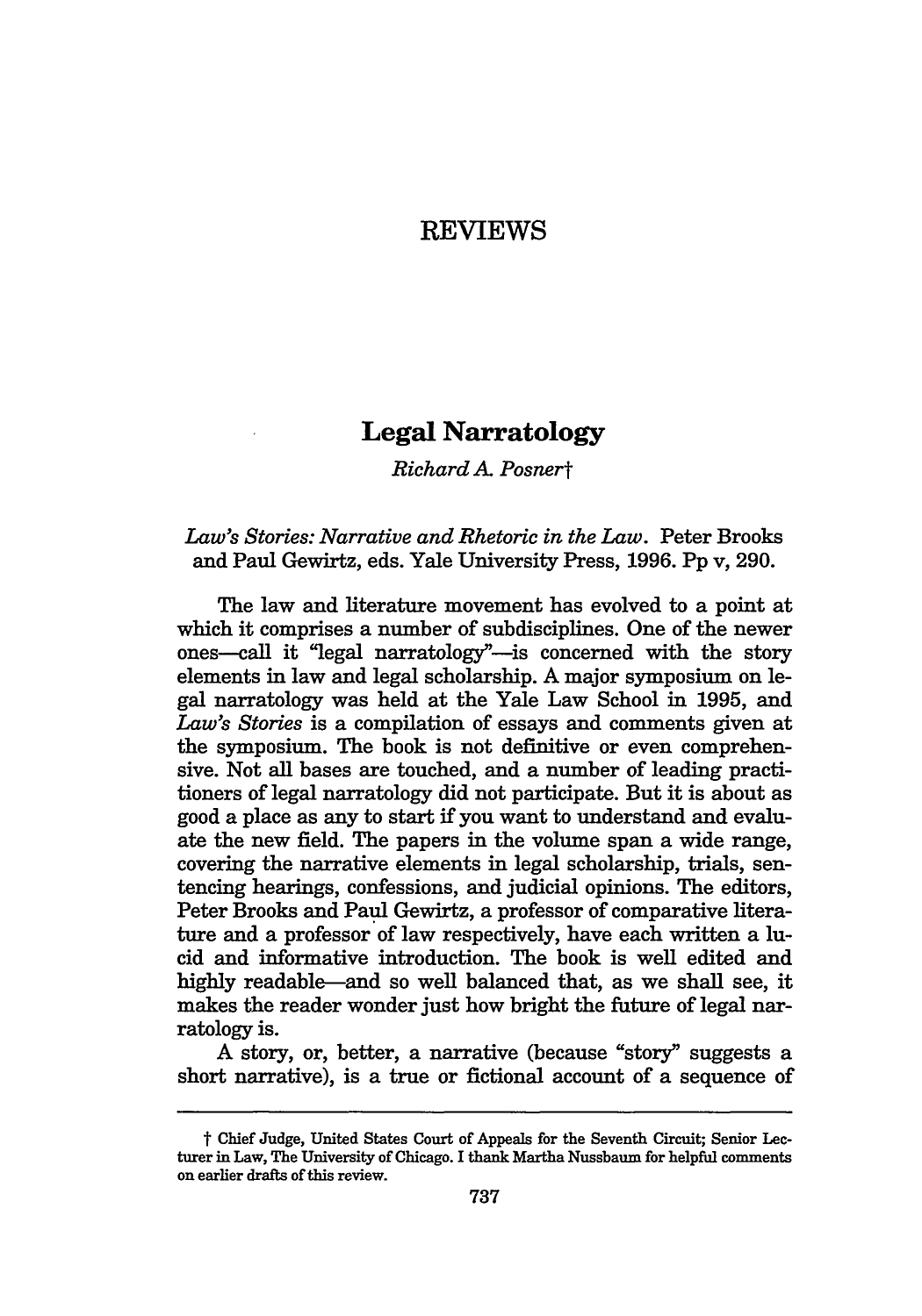# REVIEWS

## Legal Narratology

*Richard A. Posner*†

*Law's Stories: Narrative and Rhetoric in the Law*. Peter Brooks and Paul Gewirtz, eds. Yale University Press, 1996. Pp v, 290.

The law and literature movement has evolved to a point at which it comprises a number of subdisciplines. One of the newer ones—call it "legal narratology"—is concerned with the story elements in law and legal scholarship. A major symposium on legal narratology was held at the Yale Law School in 1995, and *Law's Stories* is a compilation of essays and comments given at the symposium. The book is not definitive or even comprehensive. Not all bases are touched, and a number of leading practitioners of legal narratology did not participate. But it is about as good a place as any to start if you want to understand and evaluate the new field. The papers in the volume span a wide range, covering the narrative elements in legal scholarship, trials, sentencing hearings, confessions, and judicial opinions. The editors, Peter Brooks and Paul Gewirtz, a professor of comparative literature and a professor of law respectively, have each written a lucid and informative introduction. The book is well edited and highly readable—and so well balanced that, as we shall see, it makes the reader wonder just how bright the future of legal narratology is.

A story, or, better, a narrative (because "story" suggests a short narrative), is a true or fictional account of a sequence of

---

† Chief Judge, United States Court of Appeals for the Seventh Circuit; Senior Lecturer in Law, The University of Chicago. I thank Martha Nussbaum for helpful comments on earlier drafts of this review.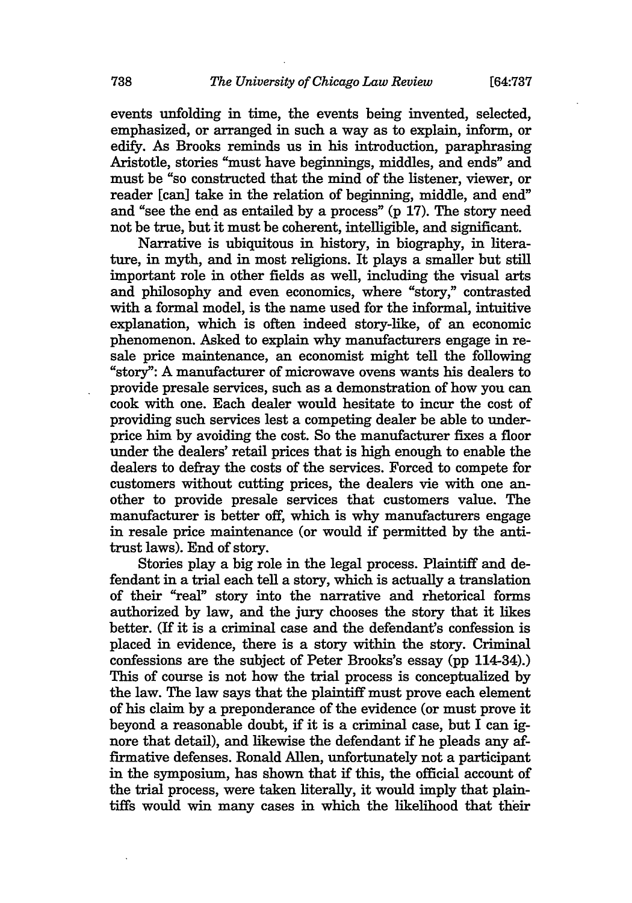events unfolding in time, the events being invented, selected, emphasized, or arranged in such a way as to explain, inform, or edify. As Brooks reminds us in his introduction, paraphrasing Aristotle, stories "must have beginnings, middles, and ends" and must be "so constructed that the mind of the listener, viewer, or reader [can] take in the relation of beginning, middle, and end" and "see the end as entailed by a process" (p 17). The story need not be true, but it must be coherent, intelligible, and significant.

Narrative is ubiquitous in history, in biography, in literature, in myth, and in most religions. It plays a smaller but still important role in other fields as well, including the visual arts and philosophy and even economics, where "story," contrasted with a formal model, is the name used for the informal, intuitive explanation, which is often indeed story-like, of an economic phenomenon. Asked to explain why manufacturers engage in resale price maintenance, an economist might tell the following "story": A manufacturer of microwave ovens wants his dealers to provide presale services, such as a demonstration of how you can cook with one. Each dealer would hesitate to incur the cost of providing such services lest a competing dealer be able to underprice him by avoiding the cost. So the manufacturer fixes a floor under the dealers' retail prices that is high enough to enable the dealers to defray the costs of the services. Forced to compete for customers without cutting prices, the dealers vie with one another to provide presale services that customers value. The manufacturer is better off, which is why manufacturers engage in resale price maintenance (or would if permitted by the antitrust laws). End of story.

Stories play a big role in the legal process. Plaintiff and defendant in a trial each tell a story, which is actually a translation of their "real" story into the narrative and rhetorical forms authorized by law, and the jury chooses the story that it likes better. (If it is a criminal case and the defendant's confession is placed in evidence, there is a story within the story. Criminal confessions are the subject of Peter Brooks's essay (pp 114-34).) This of course is not how the trial process is conceptualized by the law. The law says that the plaintiff must prove each element of his claim by a preponderance of the evidence (or must prove it beyond a reasonable doubt, if it is a criminal case, but I can ignore that detail), and likewise the defendant if he pleads any affirmative defenses. Ronald Allen, unfortunately not a participant in the symposium, has shown that if this, the official account of the trial process, were taken literally, it would imply that plaintiffs would win many cases in which the likelihood that their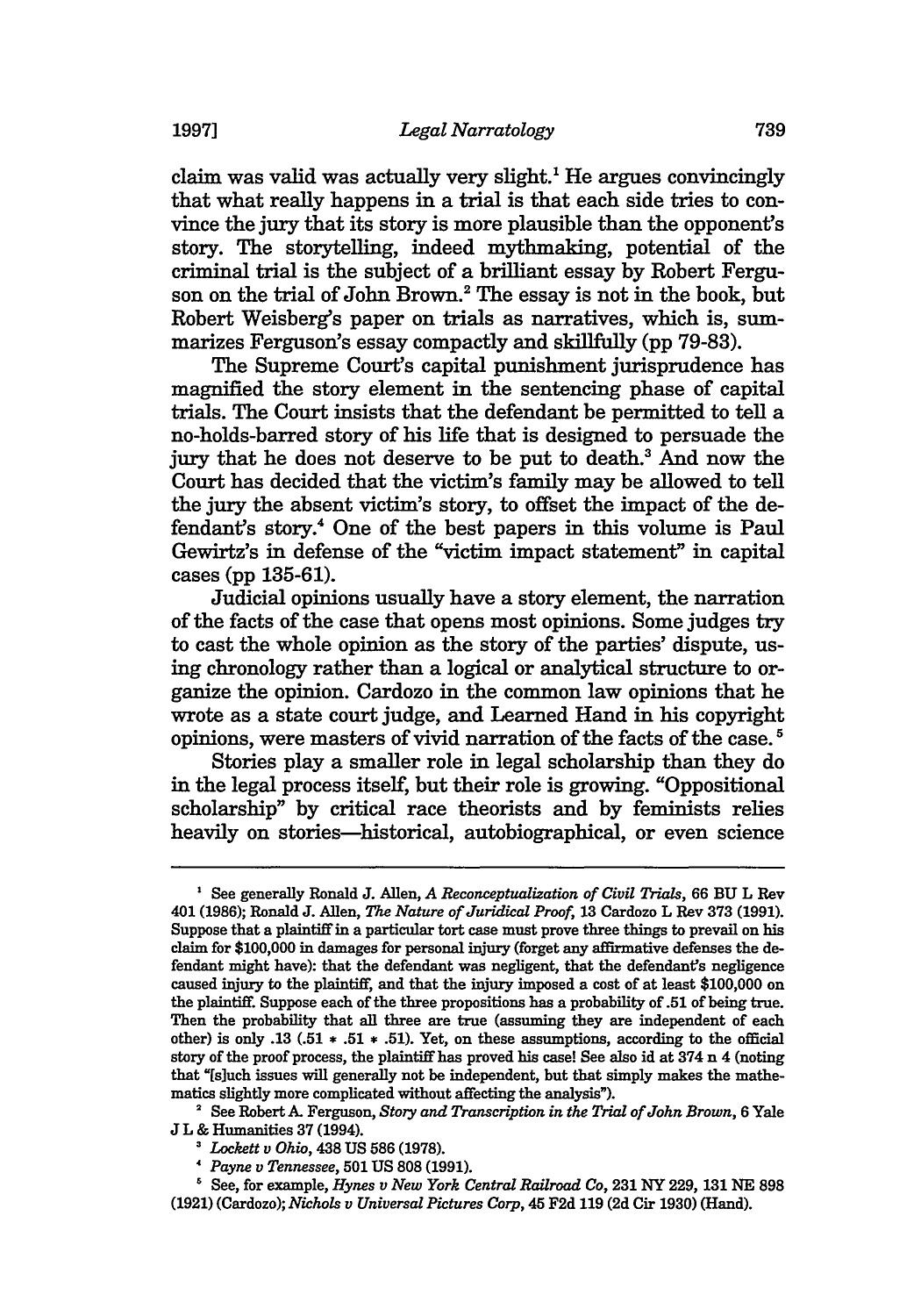claim was valid was actually very slight.[1] He argues convincingly that what really happens in a trial is that each side tries to convince the jury that its story is more plausible than the opponent's story. The storytelling, indeed mythmaking, potential of the criminal trial is the subject of a brilliant essay by Robert Ferguson on the trial of John Brown.[2] The essay is not in the book, but Robert Weisberg's paper on trials as narratives, which is, summarizes Ferguson's essay compactly and skillfully (pp 79-83).

The Supreme Court's capital punishment jurisprudence has magnified the story element in the sentencing phase of capital trials. The Court insists that the defendant be permitted to tell a no-holds-barred story of his life that is designed to persuade the jury that he does not deserve to be put to death.[3] And now the Court has decided that the victim's family may be allowed to tell the jury the absent victim's story, to offset the impact of the defendant's story.[4] One of the best papers in this volume is Paul Gewirtz's in defense of the "victim impact statement" in capital cases (pp 135-61).

Judicial opinions usually have a story element, the narration of the facts of the case that opens most opinions. Some judges try to cast the whole opinion as the story of the parties' dispute, using chronology rather than a logical or analytical structure to organize the opinion. Cardozo in the common law opinions that he wrote as a state court judge, and Learned Hand in his copyright opinions, were masters of vivid narration of the facts of the case.[5]

Stories play a smaller role in legal scholarship than they do in the legal process itself, but their role is growing. "Oppositional scholarship" by critical race theorists and by feminists relies heavily on stories—historical, autobiographical, or even science

---

[1] See generally Ronald J. Allen, *A Reconceptualization of Civil Trials*, 66 BU L Rev 401 (1986); Ronald J. Allen, *The Nature of Juridical Proof*, 13 Cardozo L Rev 373 (1991). Suppose that a plaintiff in a particular tort case must prove three things to prevail on his claim for $100,000 in damages for personal injury (forget any affirmative defenses the defendant might have): that the defendant was negligent, that the defendant's negligence caused injury to the plaintiff, and that the injury imposed a cost of at least $100,000 on the plaintiff. Suppose each of the three propositions has a probability of .51 of being true. Then the probability that all three are true (assuming they are independent of each other) is only .13 ($.51 * .51 * .51$). Yet, on these assumptions, according to the official story of the proof process, the plaintiff has proved his case! See also id at 374 n 4 (noting that "[s]uch issues will generally not be independent, but that simply makes the mathematics slightly more complicated without affecting the analysis").

[2] See Robert A. Ferguson, *Story and Transcription in the Trial of John Brown*, 6 Yale J L & Humanities 37 (1994).

[3] *Lockett v Ohio*, 438 US 586 (1978).

[4] *Payne v Tennessee*, 501 US 808 (1991).

[5] See, for example, *Hynes v New York Central Railroad Co*, 231 NY 229, 131 NE 898 (1921) (Cardozo); *Nichols v Universal Pictures Corp*, 45 F2d 119 (2d Cir 1930) (Hand).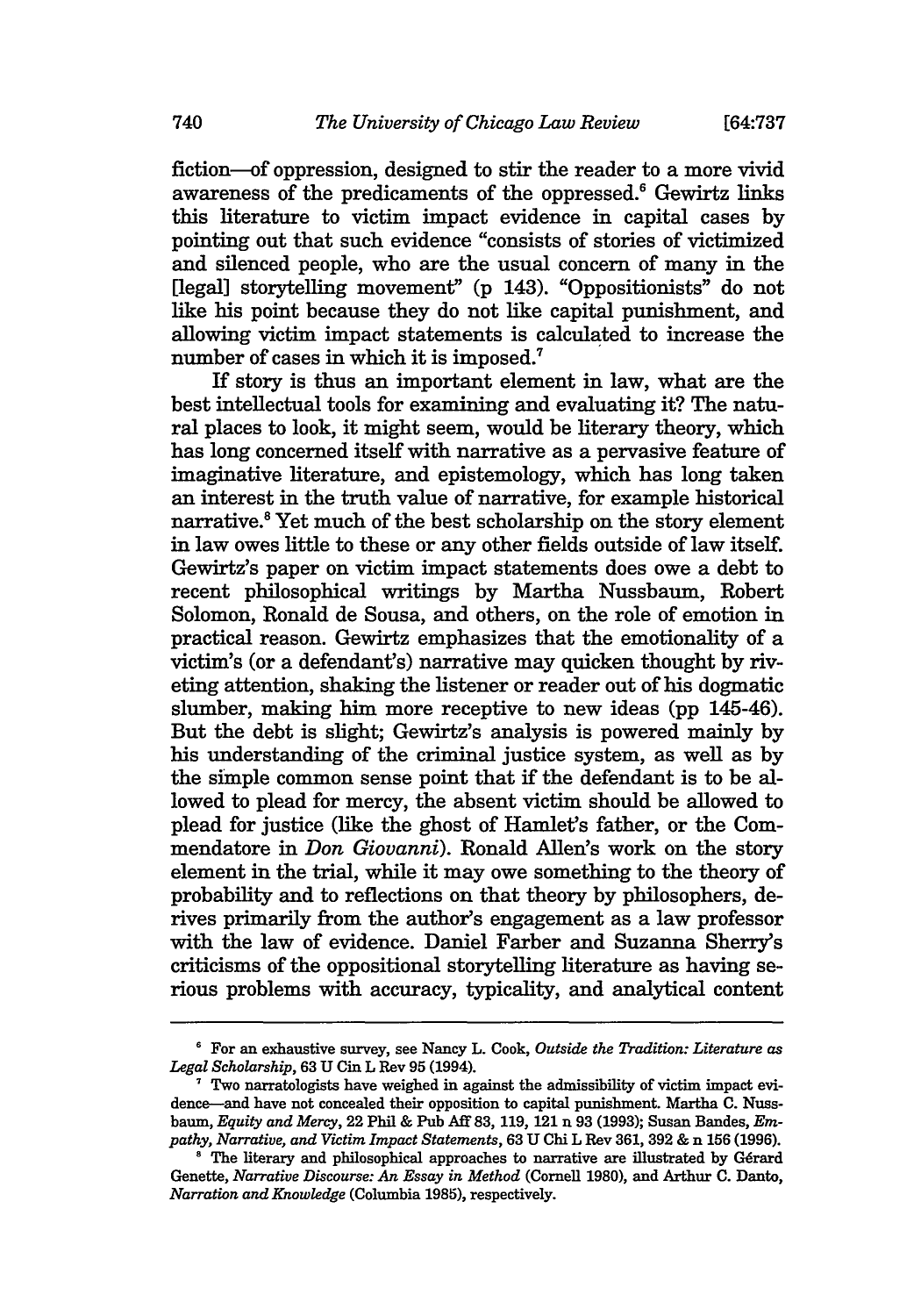fiction—of oppression, designed to stir the reader to a more vivid awareness of the predicaments of the oppressed.[6] Gewirtz links this literature to victim impact evidence in capital cases by pointing out that such evidence "consists of stories of victimized and silenced people, who are the usual concern of many in the [legal] storytelling movement" (p 143). "Oppositionists" do not like his point because they do not like capital punishment, and allowing victim impact statements is calculated to increase the number of cases in which it is imposed.[7]

If story is thus an important element in law, what are the best intellectual tools for examining and evaluating it? The natural places to look, it might seem, would be literary theory, which has long concerned itself with narrative as a pervasive feature of imaginative literature, and epistemology, which has long taken an interest in the truth value of narrative, for example historical narrative.[8] Yet much of the best scholarship on the story element in law owes little to these or any other fields outside of law itself. Gewirtz's paper on victim impact statements does owe a debt to recent philosophical writings by Martha Nussbaum, Robert Solomon, Ronald de Sousa, and others, on the role of emotion in practical reason. Gewirtz emphasizes that the emotionality of a victim's (or a defendant's) narrative may quicken thought by riveting attention, shaking the listener or reader out of his dogmatic slumber, making him more receptive to new ideas (pp 145-46). But the debt is slight; Gewirtz's analysis is powered mainly by his understanding of the criminal justice system, as well as by the simple common sense point that if the defendant is to be allowed to plead for mercy, the absent victim should be allowed to plead for justice (like the ghost of Hamlet's father, or the Commendatore in *Don Giovanni*). Ronald Allen's work on the story element in the trial, while it may owe something to the theory of probability and to reflections on that theory by philosophers, derives primarily from the author's engagement as a law professor with the law of evidence. Daniel Farber and Suzanna Sherry's criticisms of the oppositional storytelling literature as having serious problems with accuracy, typicality, and analytical content

---

[6] For an exhaustive survey, see Nancy L. Cook, *Outside the Tradition: Literature as Legal Scholarship*, 63 U Cin L Rev 95 (1994).

[7] Two narratologists have weighed in against the admissibility of victim impact evidence—and have not concealed their opposition to capital punishment. Martha C. Nussbaum, *Equity and Mercy*, 22 Phil & Pub Aff 83, 119, 121 n 93 (1993); Susan Bandes, *Empathy, Narrative, and Victim Impact Statements*, 63 U Chi L Rev 361, 392 & n 156 (1996).

[8] The literary and philosophical approaches to narrative are illustrated by Gérard Genette, *Narrative Discourse: An Essay in Method* (Cornell 1980), and Arthur C. Danto, *Narration and Knowledge* (Columbia 1985), respectively.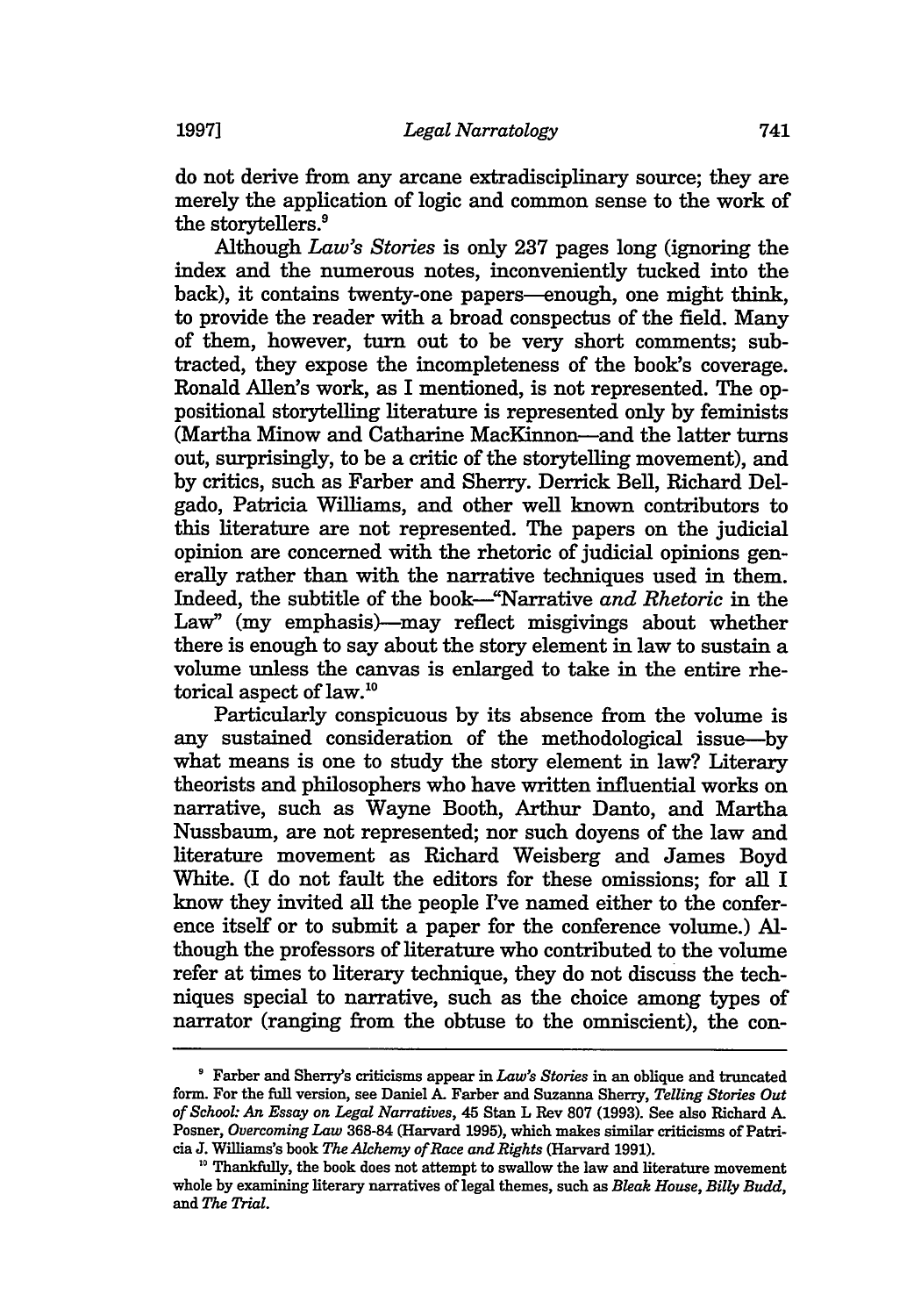do not derive from any arcane extradisciplinary source; they are merely the application of logic and common sense to the work of the storytellers.[9]

Although *Law's Stories* is only 237 pages long (ignoring the index and the numerous notes, inconveniently tucked into the back), it contains twenty-one papers—enough, one might think, to provide the reader with a broad conspectus of the field. Many of them, however, turn out to be very short comments; subtracted, they expose the incompleteness of the book's coverage. Ronald Allen's work, as I mentioned, is not represented. The oppositional storytelling literature is represented only by feminists (Martha Minow and Catharine MacKinnon—and the latter turns out, surprisingly, to be a critic of the storytelling movement), and by critics, such as Farber and Sherry. Derrick Bell, Richard Delgado, Patricia Williams, and other well known contributors to this literature are not represented. The papers on the judicial opinion are concerned with the rhetoric of judicial opinions generally rather than with the narrative techniques used in them. Indeed, the subtitle of the book—"Narrative *and Rhetoric* in the Law" (my emphasis)—may reflect misgivings about whether there is enough to say about the story element in law to sustain a volume unless the canvas is enlarged to take in the entire rhetorical aspect of law.[10]

Particularly conspicuous by its absence from the volume is any sustained consideration of the methodological issue—by what means is one to study the story element in law? Literary theorists and philosophers who have written influential works on narrative, such as Wayne Booth, Arthur Danto, and Martha Nussbaum, are not represented; nor such doyens of the law and literature movement as Richard Weisberg and James Boyd White. (I do not fault the editors for these omissions; for all I know they invited all the people I've named either to the conference itself or to submit a paper for the conference volume.) Although the professors of literature who contributed to the volume refer at times to literary technique, they do not discuss the techniques special to narrative, such as the choice among types of narrator (ranging from the obtuse to the omniscient), the con-

---

[9] Farber and Sherry's criticisms appear in *Law's Stories* in an oblique and truncated form. For the full version, see Daniel A. Farber and Suzanna Sherry, *Telling Stories Out of School: An Essay on Legal Narratives*, 45 Stan L Rev 807 (1993). See also Richard A. Posner, *Overcoming Law* 368-84 (Harvard 1995), which makes similar criticisms of Patricia J. Williams's book *The Alchemy of Race and Rights* (Harvard 1991).

[10] Thankfully, the book does not attempt to swallow the law and literature movement whole by examining literary narratives of legal themes, such as *Bleak House*, *Billy Budd*, and *The Trial*.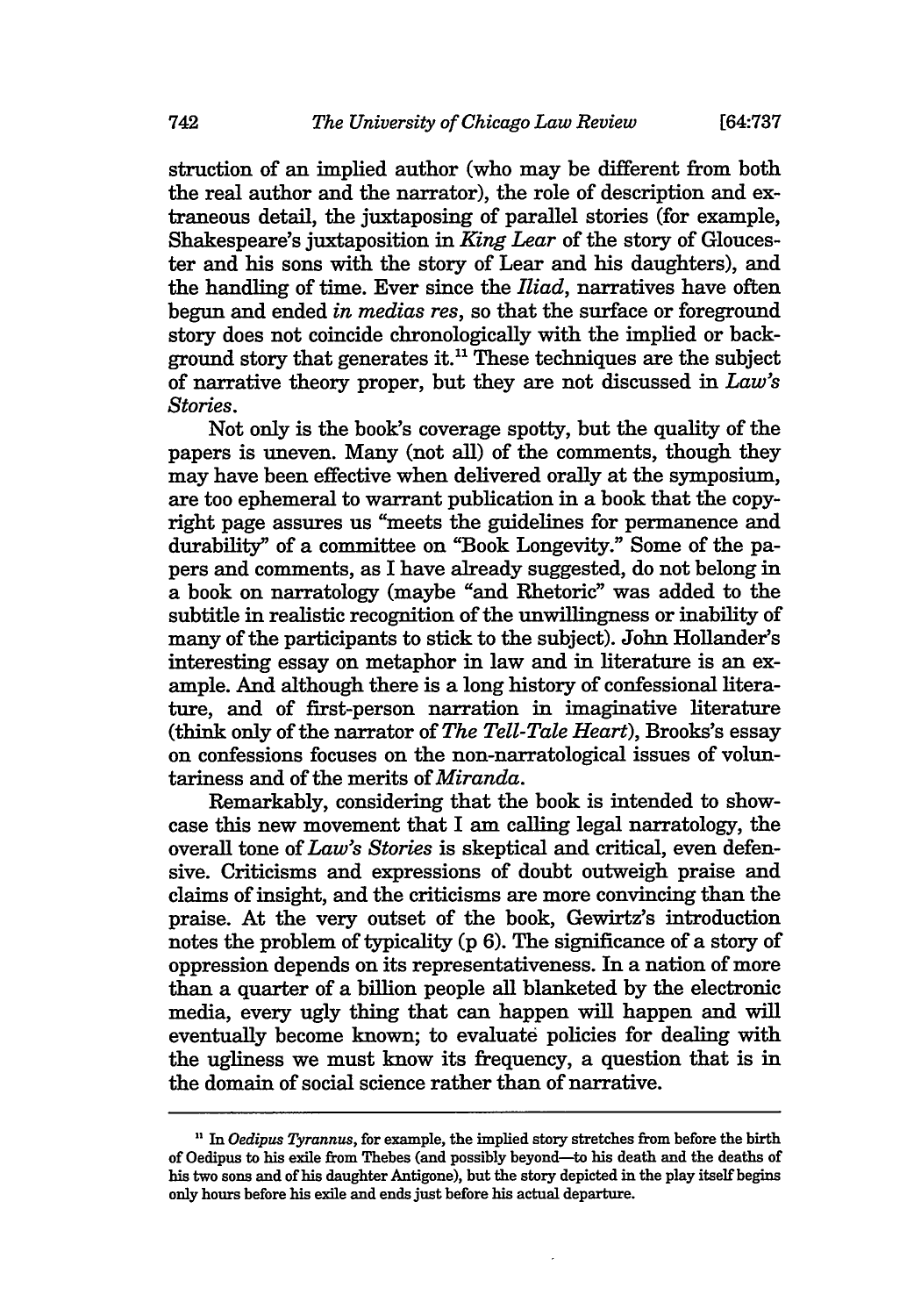struction of an implied author (who may be different from both the real author and the narrator), the role of description and extraneous detail, the juxtaposing of parallel stories (for example, Shakespeare's juxtaposition in *King Lear* of the story of Gloucester and his sons with the story of Lear and his daughters), and the handling of time. Ever since the *Iliad*, narratives have often begun and ended *in medias res*, so that the surface or foreground story does not coincide chronologically with the implied or background story that generates it.[11] These techniques are the subject of narrative theory proper, but they are not discussed in *Law's Stories*.

Not only is the book's coverage spotty, but the quality of the papers is uneven. Many (not all) of the comments, though they may have been effective when delivered orally at the symposium, are too ephemeral to warrant publication in a book that the copyright page assures us "meets the guidelines for permanence and durability" of a committee on "Book Longevity." Some of the papers and comments, as I have already suggested, do not belong in a book on narratology (maybe "and Rhetoric" was added to the subtitle in realistic recognition of the unwillingness or inability of many of the participants to stick to the subject). John Hollander's interesting essay on metaphor in law and in literature is an example. And although there is a long history of confessional literature, and of first-person narration in imaginative literature (think only of the narrator of *The Tell-Tale Heart*), Brooks's essay on confessions focuses on the non-narratological issues of voluntariness and of the merits of *Miranda*.

Remarkably, considering that the book is intended to showcase this new movement that I am calling legal narratology, the overall tone of *Law's Stories* is skeptical and critical, even defensive. Criticisms and expressions of doubt outweigh praise and claims of insight, and the criticisms are more convincing than the praise. At the very outset of the book, Gewirtz's introduction notes the problem of typicality (p 6). The significance of a story of oppression depends on its representativeness. In a nation of more than a quarter of a billion people all blanketed by the electronic media, every ugly thing that can happen will happen and will eventually become known; to evaluate policies for dealing with the ugliness we must know its frequency, a question that is in the domain of social science rather than of narrative.

---

[11] In *Oedipus Tyrannus*, for example, the implied story stretches from before the birth of Oedipus to his exile from Thebes (and possibly beyond—to his death and the deaths of his two sons and of his daughter Antigone), but the story depicted in the play itself begins only hours before his exile and ends just before his actual departure.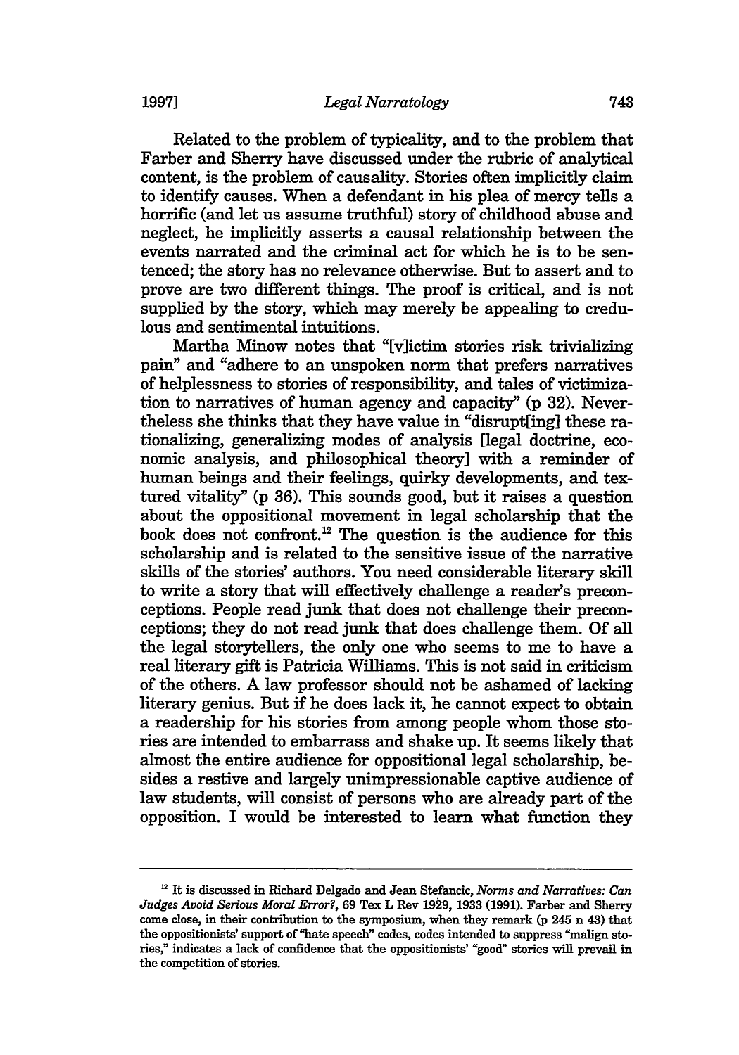Related to the problem of typicality, and to the problem that Farber and Sherry have discussed under the rubric of analytical content, is the problem of causality. Stories often implicitly claim to identify causes. When a defendant in his plea of mercy tells a horrific (and let us assume truthful) story of childhood abuse and neglect, he implicitly asserts a causal relationship between the events narrated and the criminal act for which he is to be sentenced; the story has no relevance otherwise. But to assert and to prove are two different things. The proof is critical, and is not supplied by the story, which may merely be appealing to credulous and sentimental intuitions.

Martha Minow notes that "[v]ictim stories risk trivializing pain" and "adhere to an unspoken norm that prefers narratives of helplessness to stories of responsibility, and tales of victimization to narratives of human agency and capacity" (p 32). Nevertheless she thinks that they have value in "disrupt[ing] these rationalizing, generalizing modes of analysis [legal doctrine, economic analysis, and philosophical theory] with a reminder of human beings and their feelings, quirky developments, and textured vitality" (p 36). This sounds good, but it raises a question about the oppositional movement in legal scholarship that the book does not confront.[12] The question is the audience for this scholarship and is related to the sensitive issue of the narrative skills of the stories' authors. You need considerable literary skill to write a story that will effectively challenge a reader's preconceptions. People read junk that does not challenge their preconceptions; they do not read junk that does challenge them. Of all the legal storytellers, the only one who seems to me to have a real literary gift is Patricia Williams. This is not said in criticism of the others. A law professor should not be ashamed of lacking literary genius. But if he does lack it, he cannot expect to obtain a readership for his stories from among people whom those stories are intended to embarrass and shake up. It seems likely that almost the entire audience for oppositional legal scholarship, besides a restive and largely unimpressionable captive audience of law students, will consist of persons who are already part of the opposition. I would be interested to learn what function they

---

[12] It is discussed in Richard Delgado and Jean Stefancic, *Norms and Narratives: Can Judges Avoid Serious Moral Error?*, 69 Tex L Rev 1929, 1933 (1991). Farber and Sherry come close, in their contribution to the symposium, when they remark (p 245 n 43) that the oppositionists' support of "hate speech" codes, codes intended to suppress "malign stories," indicates a lack of confidence that the oppositionists' "good" stories will prevail in the competition of stories.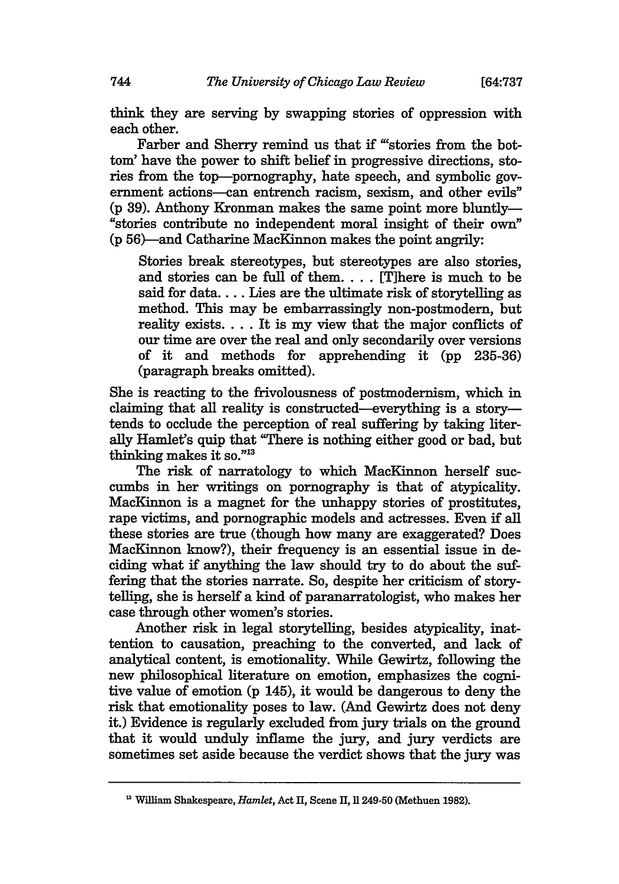think they are serving by swapping stories of oppression with each other.

Farber and Sherry remind us that if "'stories from the bottom' have the power to shift belief in progressive directions, stories from the top—pornography, hate speech, and symbolic government actions—can entrench racism, sexism, and other evils" (p 39). Anthony Kronman makes the same point more bluntly—"stories contribute no independent moral insight of their own" (p 56)—and Catharine MacKinnon makes the point angrily:

> Stories break stereotypes, but stereotypes are also stories, and stories can be full of them. . . . [T]here is much to be said for data. . . . Lies are the ultimate risk of storytelling as method. This may be embarrassingly non-postmodern, but reality exists. . . . It is my view that the major conflicts of our time are over the real and only secondarily over versions of it and methods for apprehending it (pp 235-36) (paragraph breaks omitted).

She is reacting to the frivolousness of postmodernism, which in claiming that all reality is constructed—everything is a story—tends to occlude the perception of real suffering by taking literally Hamlet's quip that "There is nothing either good or bad, but thinking makes it so."[13]

The risk of narratology to which MacKinnon herself succumbs in her writings on pornography is that of atypicality. MacKinnon is a magnet for the unhappy stories of prostitutes, rape victims, and pornographic models and actresses. Even if all these stories are true (though how many are exaggerated? Does MacKinnon know?), their frequency is an essential issue in deciding what if anything the law should try to do about the suffering that the stories narrate. So, despite her criticism of storytelling, she is herself a kind of paranarratologist, who makes her case through other women's stories.

Another risk in legal storytelling, besides atypicality, inattention to causation, preaching to the converted, and lack of analytical content, is emotionality. While Gewirtz, following the new philosophical literature on emotion, emphasizes the cognitive value of emotion (p 145), it would be dangerous to deny the risk that emotionality poses to law. (And Gewirtz does not deny it.) Evidence is regularly excluded from jury trials on the ground that it would unduly inflame the jury, and jury verdicts are sometimes set aside because the verdict shows that the jury was

---

[13] William Shakespeare, *Hamlet*, Act II, Scene II, ll 249-50 (Methuen 1982).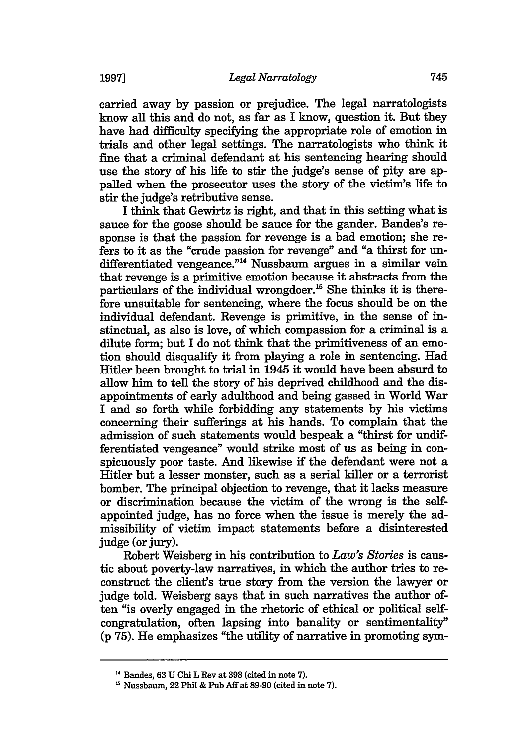carried away by passion or prejudice. The legal narratologists know all this and do not, as far as I know, question it. But they have had difficulty specifying the appropriate role of emotion in trials and other legal settings. The narratologists who think it fine that a criminal defendant at his sentencing hearing should use the story of his life to stir the judge's sense of pity are appalled when the prosecutor uses the story of the victim's life to stir the judge's retributive sense.

I think that Gewirtz is right, and that in this setting what is sauce for the goose should be sauce for the gander. Bandes's response is that the passion for revenge is a bad emotion; she refers to it as the "crude passion for revenge" and "a thirst for undifferentiated vengeance."[14] Nussbaum argues in a similar vein that revenge is a primitive emotion because it abstracts from the particulars of the individual wrongdoer.[15] She thinks it is therefore unsuitable for sentencing, where the focus should be on the individual defendant. Revenge is primitive, in the sense of instinctual, as also is love, of which compassion for a criminal is a dilute form; but I do not think that the primitiveness of an emotion should disqualify it from playing a role in sentencing. Had Hitler been brought to trial in 1945 it would have been absurd to allow him to tell the story of his deprived childhood and the disappointments of early adulthood and being gassed in World War I and so forth while forbidding any statements by his victims concerning their sufferings at his hands. To complain that the admission of such statements would bespeak a "thirst for undifferentiated vengeance" would strike most of us as being in conspicuously poor taste. And likewise if the defendant were not a Hitler but a lesser monster, such as a serial killer or a terrorist bomber. The principal objection to revenge, that it lacks measure or discrimination because the victim of the wrong is the self-appointed judge, has no force when the issue is merely the admissibility of victim impact statements before a disinterested judge (or jury).

Robert Weisberg in his contribution to *Law's Stories* is caustic about poverty-law narratives, in which the author tries to reconstruct the client's true story from the version the lawyer or judge told. Weisberg says that in such narratives the author often "is overly engaged in the rhetoric of ethical or political self-congratulation, often lapsing into banality or sentimentality" (p 75). He emphasizes "the utility of narrative in promoting sym-

---

[14] Bandes, 63 U Chi L Rev at 398 (cited in note 7).

[15] Nussbaum, 22 Phil & Pub Aff at 89-90 (cited in note 7).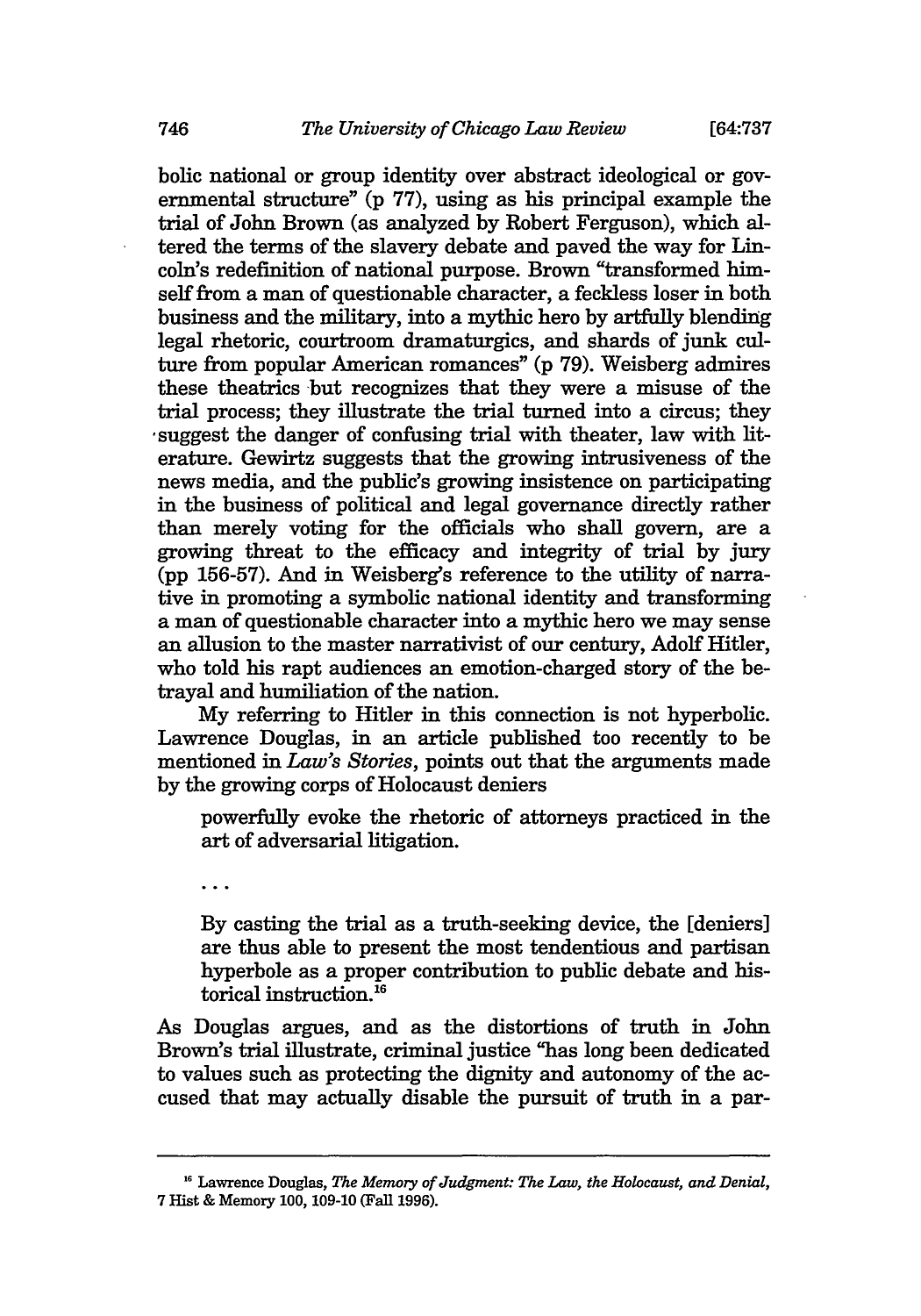bolic national or group identity over abstract ideological or governmental structure" (p 77), using as his principal example the trial of John Brown (as analyzed by Robert Ferguson), which altered the terms of the slavery debate and paved the way for Lincoln's redefinition of national purpose. Brown "transformed himself from a man of questionable character, a feckless loser in both business and the military, into a mythic hero by artfully blending legal rhetoric, courtroom dramaturgics, and shards of junk culture from popular American romances" (p 79). Weisberg admires these theatrics but recognizes that they were a misuse of the trial process; they illustrate the trial turned into a circus; they suggest the danger of confusing trial with theater, law with literature. Gewirtz suggests that the growing intrusiveness of the news media, and the public's growing insistence on participating in the business of political and legal governance directly rather than merely voting for the officials who shall govern, are a growing threat to the efficacy and integrity of trial by jury (pp 156-57). And in Weisberg's reference to the utility of narrative in promoting a symbolic national identity and transforming a man of questionable character into a mythic hero we may sense an allusion to the master narrativist of our century, Adolf Hitler, who told his rapt audiences an emotion-charged story of the betrayal and humiliation of the nation.

My referring to Hitler in this connection is not hyperbolic. Lawrence Douglas, in an article published too recently to be mentioned in *Law's Stories*, points out that the arguments made by the growing corps of Holocaust deniers

> powerfully evoke the rhetoric of attorneys practiced in the art of adversarial litigation.
>
> ...
>
> By casting the trial as a truth-seeking device, the [deniers] are thus able to present the most tendentious and partisan hyperbole as a proper contribution to public debate and historical instruction.[16]

As Douglas argues, and as the distortions of truth in John Brown's trial illustrate, criminal justice "has long been dedicated to values such as protecting the dignity and autonomy of the accused that may actually disable the pursuit of truth in a par-

---

[16] Lawrence Douglas, *The Memory of Judgment: The Law, the Holocaust, and Denial*, 7 Hist & Memory 100, 109-10 (Fall 1996).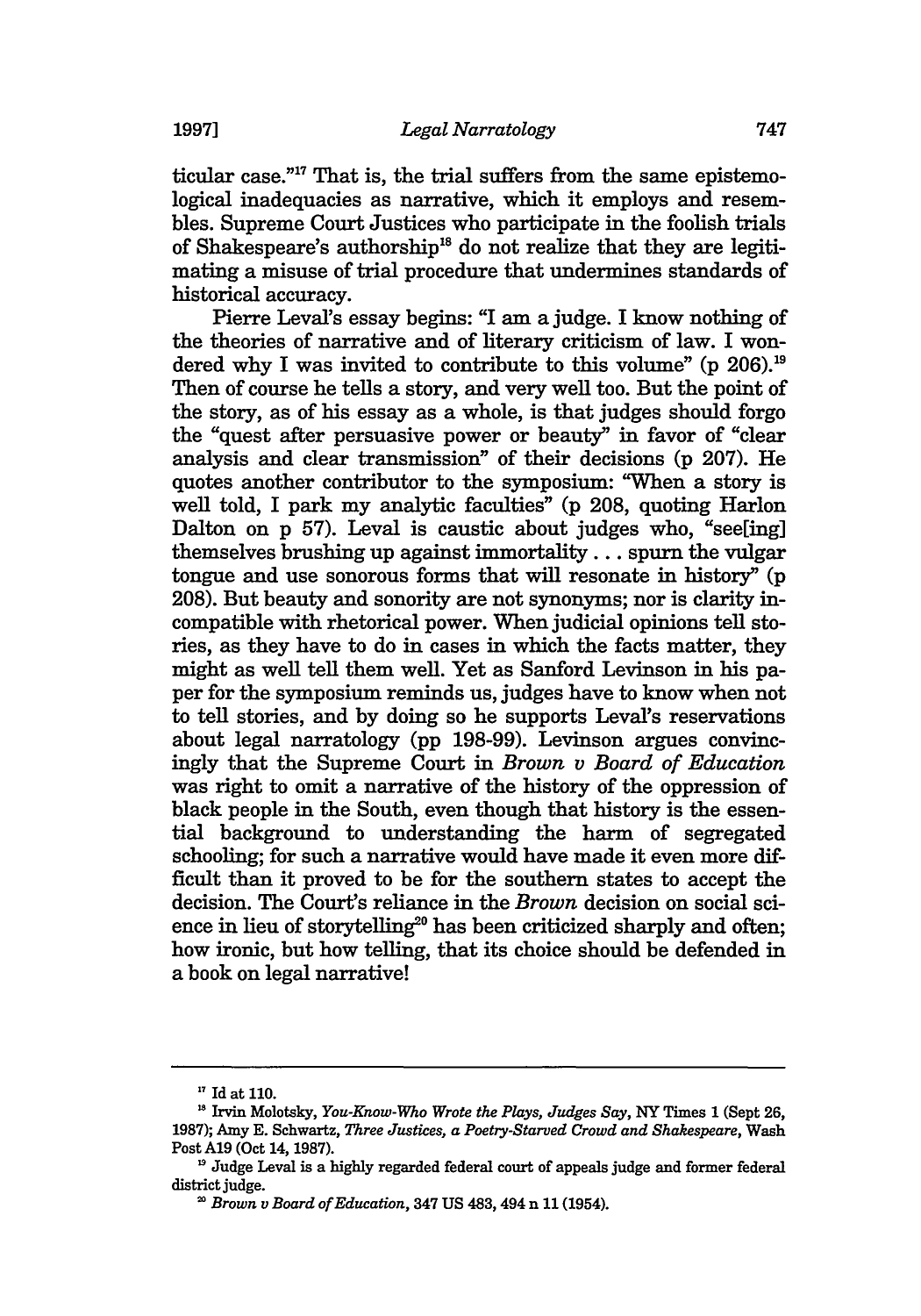ticular case."[17] That is, the trial suffers from the same epistemological inadequacies as narrative, which it employs and resembles. Supreme Court Justices who participate in the foolish trials of Shakespeare's authorship[18] do not realize that they are legitimating a misuse of trial procedure that undermines standards of historical accuracy.

Pierre Leval's essay begins: "I am a judge. I know nothing of the theories of narrative and of literary criticism of law. I wondered why I was invited to contribute to this volume" (p 206).[19] Then of course he tells a story, and very well too. But the point of the story, as of his essay as a whole, is that judges should forgo the "quest after persuasive power or beauty" in favor of "clear analysis and clear transmission" of their decisions (p 207). He quotes another contributor to the symposium: "When a story is well told, I park my analytic faculties" (p 208, quoting Harlon Dalton on p 57). Leval is caustic about judges who, "see[ing] themselves brushing up against immortality . . . spurn the vulgar tongue and use sonorous forms that will resonate in history" (p 208). But beauty and sonority are not synonyms; nor is clarity incompatible with rhetorical power. When judicial opinions tell stories, as they have to do in cases in which the facts matter, they might as well tell them well. Yet as Sanford Levinson in his paper for the symposium reminds us, judges have to know when not to tell stories, and by doing so he supports Leval's reservations about legal narratology (pp 198-99). Levinson argues convincingly that the Supreme Court in *Brown v Board of Education* was right to omit a narrative of the history of the oppression of black people in the South, even though that history is the essential background to understanding the harm of segregated schooling; for such a narrative would have made it even more difficult than it proved to be for the southern states to accept the decision. The Court's reliance in the *Brown* decision on social science in lieu of storytelling[20] has been criticized sharply and often; how ironic, but how telling, that its choice should be defended in a book on legal narrative!

---

[17] Id at 110.

[18] Irvin Molotsky, *You-Know-Who Wrote the Plays, Judges Say*, NY Times 1 (Sept 26, 1987); Amy E. Schwartz, *Three Justices, a Poetry-Starved Crowd and Shakespeare*, Wash Post A19 (Oct 14, 1987).

[19] Judge Leval is a highly regarded federal court of appeals judge and former federal district judge.

[20] *Brown v Board of Education*, 347 US 483, 494 n 11 (1954).